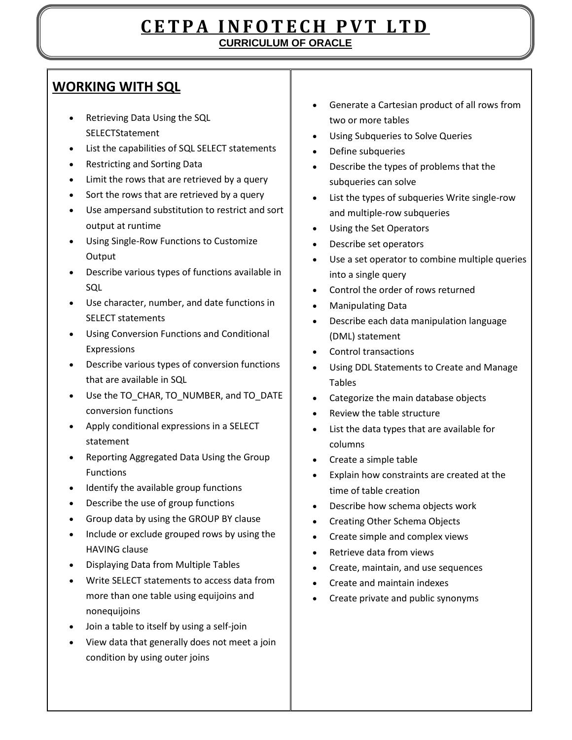# CETPA INFOTECH PVT LTD

## CURRICULUM OF ORACLE

## WORKING WITH SQL

- Retrieving Data Using the SQL SELECTStatement
- List the capabilities of SQL SELECT statements
- Restricting and Sorting Data
- Limit the rows that are retrieved by a query
- Sort the rows that are retrieved by a query
- Use ampersand substitution to restrict and sort output at runtime
- Using Single-Row Functions to Customize Output
- Describe various types of functions available in SQL
- Use character, number, and date functions in SELECT statements
- Using Conversion Functions and Conditional Expressions
- Describe various types of conversion functions that are available in SQL
- Use the TO_CHAR, TO_NUMBER, and TO_DATE conversion functions
- Apply conditional expressions in a SELECT statement
- Reporting Aggregated Data Using the Group Functions
- Identify the available group functions
- Describe the use of group functions
- Group data by using the GROUP BY clause
- Include or exclude grouped rows by using the HAVING clause
- Displaying Data from Multiple Tables
- Write SELECT statements to access data from more than one table using equijoins and nonequijoins
- Join a table to itself by using a self-join
- View data that generally does not meet a join condition by using outer joins
- Generate a Cartesian product of all rows from two or more tables
- Using Subqueries to Solve Queries
- Define subqueries
- Describe the types of problems that the subqueries can solve
- List the types of subqueries Write single-row and multiple-row subqueries
- Using the Set Operators
- Describe set operators
- Use a set operator to combine multiple queries into a single query
- Control the order of rows returned
- Manipulating Data
- Describe each data manipulation language (DML) statement
- Control transactions
- Using DDL Statements to Create and Manage Tables
- Categorize the main database objects
- Review the table structure
- List the data types that are available for columns
- Create a simple table
- Explain how constraints are created at the time of table creation
- Describe how schema objects work
- Creating Other Schema Objects
- Create simple and complex views
- Retrieve data from views
- Create, maintain, and use sequences
- Create and maintain indexes
- Create private and public synonyms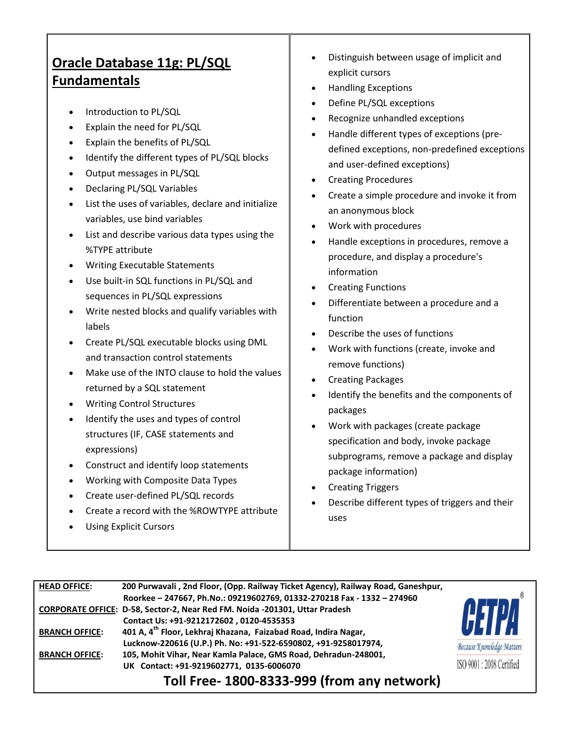## Oracle Database 11g: PL/SQL Fundamentals

- Introduction to PL/SQL
- Explain the need for PL/SQL
- Explain the benefits of PL/SQL
- Identify the different types of PL/SQL blocks
- Output messages in PL/SQL
- Declaring PL/SQL Variables
- List the uses of variables, declare and initialize variables, use bind variables
- List and describe various data types using the %TYPE attribute
- Writing Executable Statements
- Use built-in SQL functions in PL/SQL and sequences in PL/SQL expressions
- Write nested blocks and qualify variables with labels
- Create PL/SQL executable blocks using DML and transaction control statements
- Make use of the INTO clause to hold the values returned by a SQL statement
- Writing Control Structures
- Identify the uses and types of control structures (IF, CASE statements and expressions)
- Construct and identify loop statements
- Working with Composite Data Types
- Create user-defined PL/SQL records
- Create a record with the %ROWTYPE attribute
- Using Explicit Cursors
- Distinguish between usage of implicit and explicit cursors
- Handling Exceptions
- Define PL/SQL exceptions
- Recognize unhandled exceptions
- Handle different types of exceptions (pre-defined exceptions, non-predefined exceptions and user-defined exceptions)
- Creating Procedures
- Create a simple procedure and invoke it from an anonymous block
- Work with procedures
- Handle exceptions in procedures, remove a procedure, and display a procedure's information
- Creating Functions
- Differentiate between a procedure and a function
- Describe the uses of functions
- Work with functions (create, invoke and remove functions)
- Creating Packages
- Identify the benefits and the components of packages
- Work with packages (create package specification and body, invoke package subprograms, remove a package and display package information)
- Creating Triggers
- Describe different types of triggers and their uses

**HEAD OFFICE:** 200 Purwavali , 2nd Floor, (Opp. Railway Ticket Agency), Railway Road, Ganeshpur, Roorkee – 247667, Ph.No.: 09219602769, 01332-270218 Fax - 1332 – 274960

**CORPORATE OFFICE:** D-58, Sector-2, Near Red FM. Noida -201301, Uttar Pradesh Contact Us: +91-9212172602 , 0120-4535353

**BRANCH OFFICE:** 401 A, 4th Floor, Lekhraj Khazana, Faizabad Road, Indira Nagar, Lucknow-220616 (U.P.) Ph. No: +91-522-6590802, +91-9258017974,

**BRANCH OFFICE:** 105, Mohit Vihar, Near Kamla Palace, GMS Road, Dehradun-248001, UK Contact: +91-9219602771, 0135-6006070

CETPA®

Because Knowledge Matters

ISO 9001 : 2008 Certified

**Toll Free- 1800-8333-999 (from any network)**